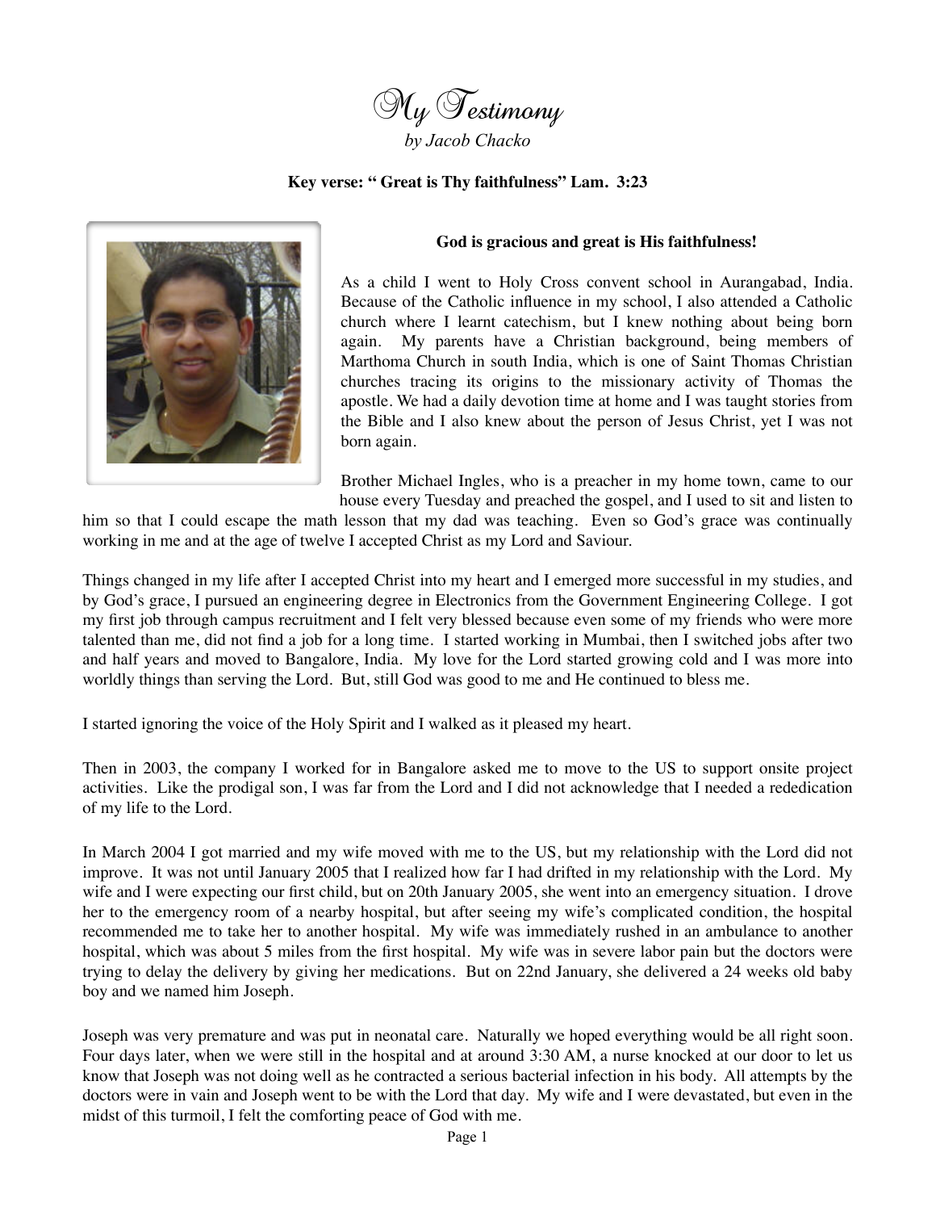# My Testimony

*by Jacob Chacko*

**Key verse: " Great is Thy faithfulness" Lam. 3:23**

**God is gracious and great is His faithfulness!**

As a child I went to Holy Cross convent school in Aurangabad, India. Because of the Catholic influence in my school, I also attended a Catholic church where I learnt catechism, but I knew nothing about being born again. My parents have a Christian background, being members of Marthoma Church in south India, which is one of Saint Thomas Christian churches tracing its origins to the missionary activity of Thomas the apostle. We had a daily devotion time at home and I was taught stories from the Bible and I also knew about the person of Jesus Christ, yet I was not born again.

Brother Michael Ingles, who is a preacher in my home town, came to our house every Tuesday and preached the gospel, and I used to sit and listen to him so that I could escape the math lesson that my dad was teaching. Even so God's grace was continually working in me and at the age of twelve I accepted Christ as my Lord and Saviour.

Things changed in my life after I accepted Christ into my heart and I emerged more successful in my studies, and by God's grace, I pursued an engineering degree in Electronics from the Government Engineering College. I got my first job through campus recruitment and I felt very blessed because even some of my friends who were more talented than me, did not find a job for a long time. I started working in Mumbai, then I switched jobs after two and half years and moved to Bangalore, India. My love for the Lord started growing cold and I was more into worldly things than serving the Lord. But, still God was good to me and He continued to bless me.

I started ignoring the voice of the Holy Spirit and I walked as it pleased my heart.

Then in 2003, the company I worked for in Bangalore asked me to move to the US to support onsite project activities. Like the prodigal son, I was far from the Lord and I did not acknowledge that I needed a rededication of my life to the Lord.

In March 2004 I got married and my wife moved with me to the US, but my relationship with the Lord did not improve. It was not until January 2005 that I realized how far I had drifted in my relationship with the Lord. My wife and I were expecting our first child, but on 20th January 2005, she went into an emergency situation. I drove her to the emergency room of a nearby hospital, but after seeing my wife's complicated condition, the hospital recommended me to take her to another hospital. My wife was immediately rushed in an ambulance to another hospital, which was about 5 miles from the first hospital. My wife was in severe labor pain but the doctors were trying to delay the delivery by giving her medications. But on 22nd January, she delivered a 24 weeks old baby boy and we named him Joseph.

Joseph was very premature and was put in neonatal care. Naturally we hoped everything would be all right soon. Four days later, when we were still in the hospital and at around 3:30 AM, a nurse knocked at our door to let us know that Joseph was not doing well as he contracted a serious bacterial infection in his body. All attempts by the doctors were in vain and Joseph went to be with the Lord that day. My wife and I were devastated, but even in the midst of this turmoil, I felt the comforting peace of God with me.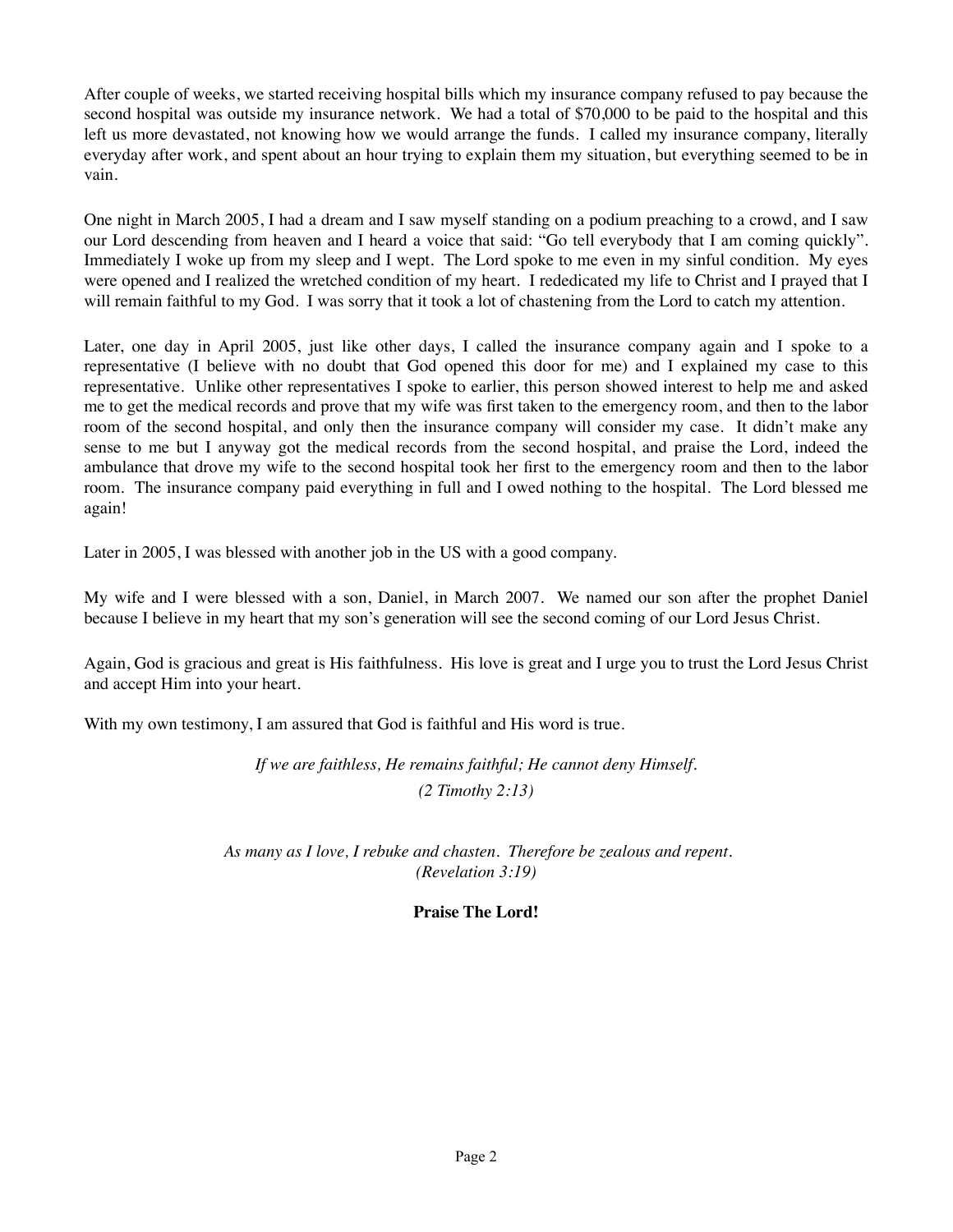After couple of weeks, we started receiving hospital bills which my insurance company refused to pay because the second hospital was outside my insurance network. We had a total of $70,000 to be paid to the hospital and this left us more devastated, not knowing how we would arrange the funds. I called my insurance company, literally everyday after work, and spent about an hour trying to explain them my situation, but everything seemed to be in vain.

One night in March 2005, I had a dream and I saw myself standing on a podium preaching to a crowd, and I saw our Lord descending from heaven and I heard a voice that said: "Go tell everybody that I am coming quickly". Immediately I woke up from my sleep and I wept. The Lord spoke to me even in my sinful condition. My eyes were opened and I realized the wretched condition of my heart. I rededicated my life to Christ and I prayed that I will remain faithful to my God. I was sorry that it took a lot of chastening from the Lord to catch my attention.

Later, one day in April 2005, just like other days, I called the insurance company again and I spoke to a representative (I believe with no doubt that God opened this door for me) and I explained my case to this representative. Unlike other representatives I spoke to earlier, this person showed interest to help me and asked me to get the medical records and prove that my wife was first taken to the emergency room, and then to the labor room of the second hospital, and only then the insurance company will consider my case. It didn't make any sense to me but I anyway got the medical records from the second hospital, and praise the Lord, indeed the ambulance that drove my wife to the second hospital took her first to the emergency room and then to the labor room. The insurance company paid everything in full and I owed nothing to the hospital. The Lord blessed me again!

Later in 2005, I was blessed with another job in the US with a good company.

My wife and I were blessed with a son, Daniel, in March 2007. We named our son after the prophet Daniel because I believe in my heart that my son's generation will see the second coming of our Lord Jesus Christ.

Again, God is gracious and great is His faithfulness. His love is great and I urge you to trust the Lord Jesus Christ and accept Him into your heart.

With my own testimony, I am assured that God is faithful and His word is true.

*If we are faithless, He remains faithful; He cannot deny Himself.*
*(2 Timothy 2:13)*

*As many as I love, I rebuke and chasten. Therefore be zealous and repent.*
*(Revelation 3:19)*

**Praise The Lord!**